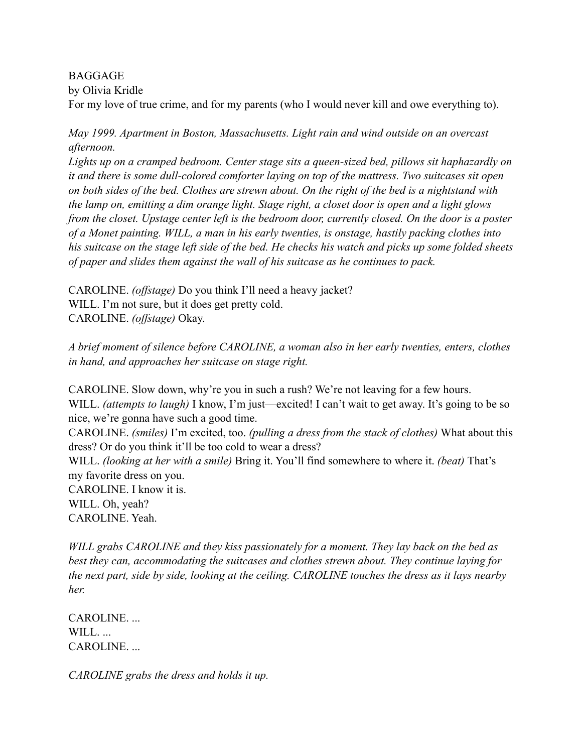BAGGAGE
by Olivia Kridle
For my love of true crime, and for my parents (who I would never kill and owe everything to).

*May 1999. Apartment in Boston, Massachusetts. Light rain and wind outside on an overcast afternoon.*
*Lights up on a cramped bedroom. Center stage sits a queen-sized bed, pillows sit haphazardly on it and there is some dull-colored comforter laying on top of the mattress. Two suitcases sit open on both sides of the bed. Clothes are strewn about. On the right of the bed is a nightstand with the lamp on, emitting a dim orange light. Stage right, a closet door is open and a light glows from the closet. Upstage center left is the bedroom door, currently closed. On the door is a poster of a Monet painting. WILL, a man in his early twenties, is onstage, hastily packing clothes into his suitcase on the stage left side of the bed. He checks his watch and picks up some folded sheets of paper and slides them against the wall of his suitcase as he continues to pack.*

CAROLINE. *(offstage)* Do you think I'll need a heavy jacket?
WILL. I'm not sure, but it does get pretty cold.
CAROLINE. *(offstage)* Okay.

*A brief moment of silence before CAROLINE, a woman also in her early twenties, enters, clothes in hand, and approaches her suitcase on stage right.*

CAROLINE. Slow down, why're you in such a rush? We're not leaving for a few hours.
WILL. *(attempts to laugh)* I know, I'm just—excited! I can't wait to get away. It's going to be so nice, we're gonna have such a good time.
CAROLINE. *(smiles)* I'm excited, too. *(pulling a dress from the stack of clothes)* What about this dress? Or do you think it'll be too cold to wear a dress?
WILL. *(looking at her with a smile)* Bring it. You'll find somewhere to where it. *(beat)* That's my favorite dress on you.
CAROLINE. I know it is.
WILL. Oh, yeah?
CAROLINE. Yeah.

*WILL grabs CAROLINE and they kiss passionately for a moment. They lay back on the bed as best they can, accommodating the suitcases and clothes strewn about. They continue laying for the next part, side by side, looking at the ceiling. CAROLINE touches the dress as it lays nearby her.*

CAROLINE. ...
WILL. ...
CAROLINE. ...

*CAROLINE grabs the dress and holds it up.*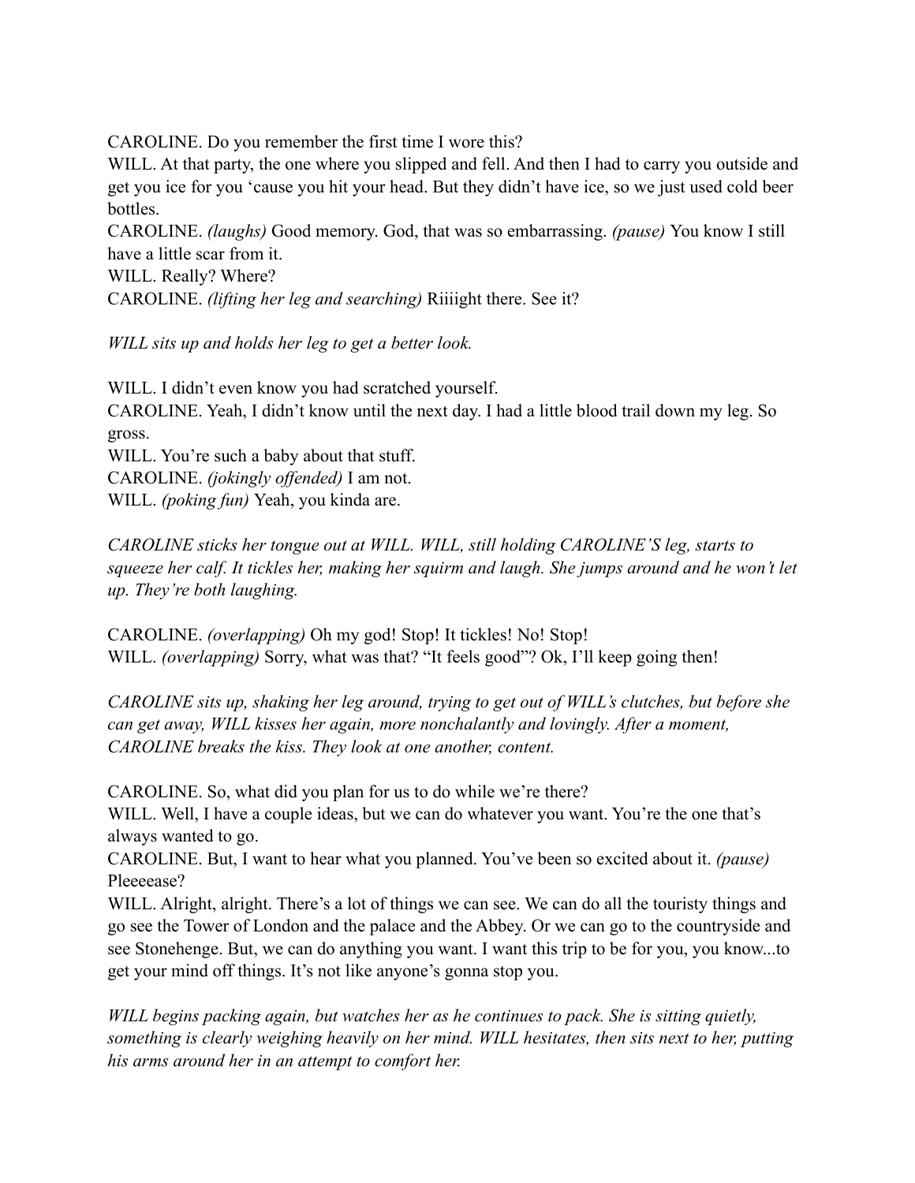CAROLINE. Do you remember the first time I wore this?
WILL. At that party, the one where you slipped and fell. And then I had to carry you outside and get you ice for you 'cause you hit your head. But they didn't have ice, so we just used cold beer bottles.
CAROLINE. *(laughs)* Good memory. God, that was so embarrassing. *(pause)* You know I still have a little scar from it.
WILL. Really? Where?
CAROLINE. *(lifting her leg and searching)* Riiiight there. See it?

*WILL sits up and holds her leg to get a better look.*

WILL. I didn't even know you had scratched yourself.
CAROLINE. Yeah, I didn't know until the next day. I had a little blood trail down my leg. So gross.
WILL. You're such a baby about that stuff.
CAROLINE. *(jokingly offended)* I am not.
WILL. *(poking fun)* Yeah, you kinda are.

*CAROLINE sticks her tongue out at WILL. WILL, still holding CAROLINE'S leg, starts to squeeze her calf. It tickles her, making her squirm and laugh. She jumps around and he won't let up. They're both laughing.*

CAROLINE. *(overlapping)* Oh my god! Stop! It tickles! No! Stop!
WILL. *(overlapping)* Sorry, what was that? "It feels good"? Ok, I'll keep going then!

*CAROLINE sits up, shaking her leg around, trying to get out of WILL's clutches, but before she can get away, WILL kisses her again, more nonchalantly and lovingly. After a moment, CAROLINE breaks the kiss. They look at one another, content.*

CAROLINE. So, what did you plan for us to do while we're there?
WILL. Well, I have a couple ideas, but we can do whatever you want. You're the one that's always wanted to go.
CAROLINE. But, I want to hear what you planned. You've been so excited about it. *(pause)* Pleeeease?
WILL. Alright, alright. There's a lot of things we can see. We can do all the touristy things and go see the Tower of London and the palace and the Abbey. Or we can go to the countryside and see Stonehenge. But, we can do anything you want. I want this trip to be for you, you know...to get your mind off things. It's not like anyone's gonna stop you.

*WILL begins packing again, but watches her as he continues to pack. She is sitting quietly, something is clearly weighing heavily on her mind. WILL hesitates, then sits next to her, putting his arms around her in an attempt to comfort her.*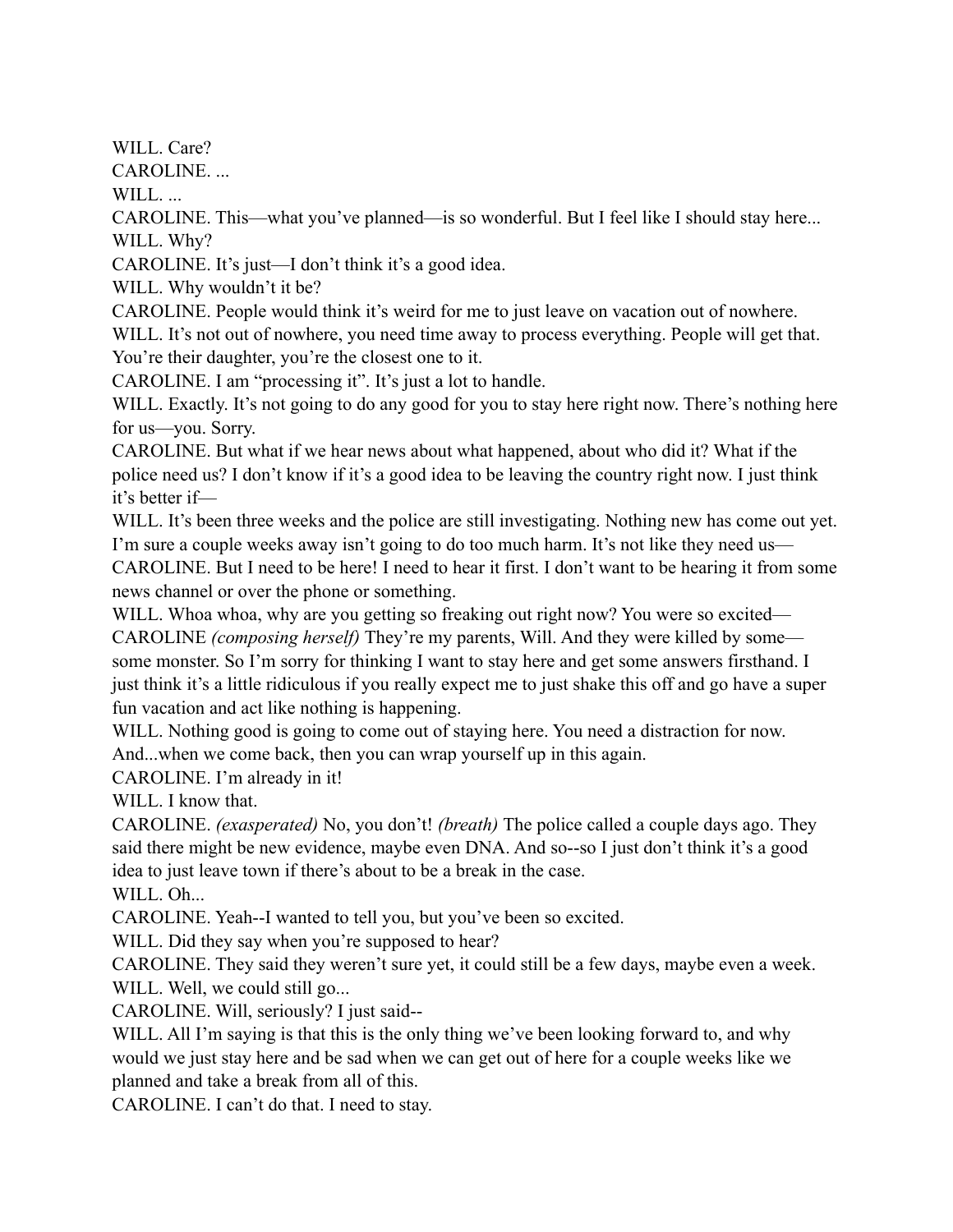WILL. Care?

CAROLINE. ...

WILL. ...

CAROLINE. This—what you've planned—is so wonderful. But I feel like I should stay here...

WILL. Why?

CAROLINE. It's just—I don't think it's a good idea.

WILL. Why wouldn't it be?

CAROLINE. People would think it's weird for me to just leave on vacation out of nowhere.

WILL. It's not out of nowhere, you need time away to process everything. People will get that. You're their daughter, you're the closest one to it.

CAROLINE. I am "processing it". It's just a lot to handle.

WILL. Exactly. It's not going to do any good for you to stay here right now. There's nothing here for us—you. Sorry.

CAROLINE. But what if we hear news about what happened, about who did it? What if the police need us? I don't know if it's a good idea to be leaving the country right now. I just think it's better if—

WILL. It's been three weeks and the police are still investigating. Nothing new has come out yet. I'm sure a couple weeks away isn't going to do too much harm. It's not like they need us—

CAROLINE. But I need to be here! I need to hear it first. I don't want to be hearing it from some news channel or over the phone or something.

WILL. Whoa whoa, why are you getting so freaking out right now? You were so excited—

CAROLINE *(composing herself)* They're my parents, Will. And they were killed by some—some monster. So I'm sorry for thinking I want to stay here and get some answers firsthand. I just think it's a little ridiculous if you really expect me to just shake this off and go have a super fun vacation and act like nothing is happening.

WILL. Nothing good is going to come out of staying here. You need a distraction for now. And...when we come back, then you can wrap yourself up in this again.

CAROLINE. I'm already in it!

WILL. I know that.

CAROLINE. *(exasperated)* No, you don't! *(breath)* The police called a couple days ago. They said there might be new evidence, maybe even DNA. And so--so I just don't think it's a good idea to just leave town if there's about to be a break in the case.

WILL. Oh...

CAROLINE. Yeah--I wanted to tell you, but you've been so excited.

WILL. Did they say when you're supposed to hear?

CAROLINE. They said they weren't sure yet, it could still be a few days, maybe even a week.

WILL. Well, we could still go...

CAROLINE. Will, seriously? I just said--

WILL. All I'm saying is that this is the only thing we've been looking forward to, and why would we just stay here and be sad when we can get out of here for a couple weeks like we planned and take a break from all of this.

CAROLINE. I can't do that. I need to stay.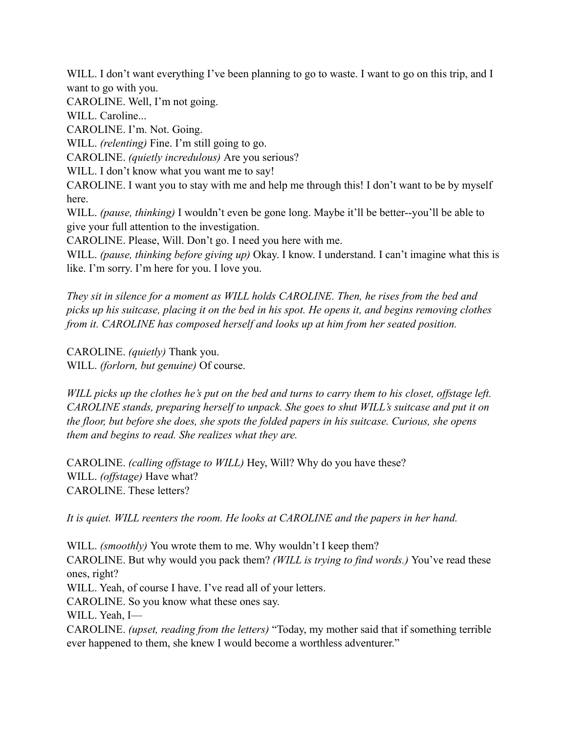WILL. I don't want everything I've been planning to go to waste. I want to go on this trip, and I want to go with you.

CAROLINE. Well, I'm not going.

WILL. Caroline...

CAROLINE. I'm. Not. Going.

WILL. *(relenting)* Fine. I'm still going to go.

CAROLINE. *(quietly incredulous)* Are you serious?

WILL. I don't know what you want me to say!

CAROLINE. I want you to stay with me and help me through this! I don't want to be by myself here.

WILL. *(pause, thinking)* I wouldn't even be gone long. Maybe it'll be better--you'll be able to give your full attention to the investigation.

CAROLINE. Please, Will. Don't go. I need you here with me.

WILL. *(pause, thinking before giving up)* Okay. I know. I understand. I can't imagine what this is like. I'm sorry. I'm here for you. I love you.

*They sit in silence for a moment as WILL holds CAROLINE. Then, he rises from the bed and picks up his suitcase, placing it on the bed in his spot. He opens it, and begins removing clothes from it. CAROLINE has composed herself and looks up at him from her seated position.*

CAROLINE. *(quietly)* Thank you.

WILL. *(forlorn, but genuine)* Of course.

*WILL picks up the clothes he's put on the bed and turns to carry them to his closet, offstage left. CAROLINE stands, preparing herself to unpack. She goes to shut WILL's suitcase and put it on the floor, but before she does, she spots the folded papers in his suitcase. Curious, she opens them and begins to read. She realizes what they are.*

CAROLINE. *(calling offstage to WILL)* Hey, Will? Why do you have these?

WILL. *(offstage)* Have what?

CAROLINE. These letters?

*It is quiet. WILL reenters the room. He looks at CAROLINE and the papers in her hand.*

WILL. *(smoothly)* You wrote them to me. Why wouldn't I keep them?

CAROLINE. But why would you pack them? *(WILL is trying to find words.)* You've read these ones, right?

WILL. Yeah, of course I have. I've read all of your letters.

CAROLINE. So you know what these ones say.

WILL. Yeah, I—

CAROLINE. *(upset, reading from the letters)* "Today, my mother said that if something terrible ever happened to them, she knew I would become a worthless adventurer."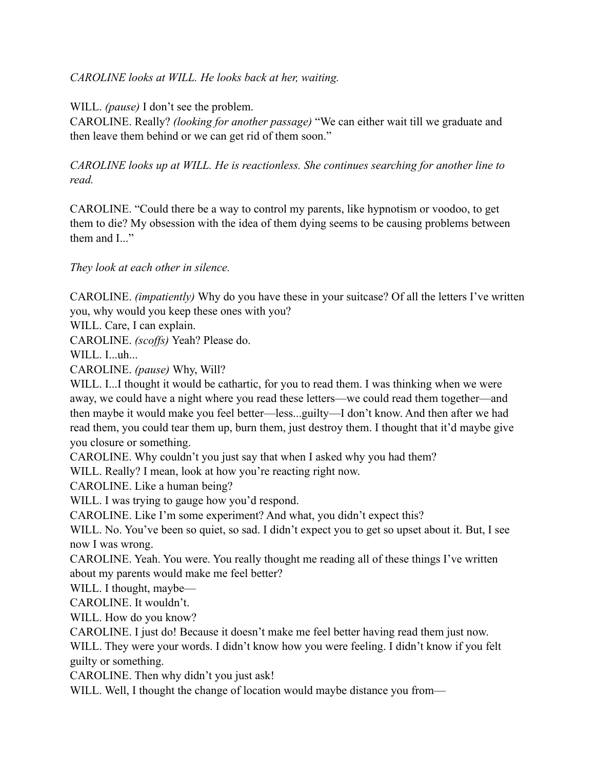*CAROLINE looks at WILL. He looks back at her, waiting.*

WILL. *(pause)* I don't see the problem.
CAROLINE. Really? *(looking for another passage)* "We can either wait till we graduate and then leave them behind or we can get rid of them soon."

*CAROLINE looks up at WILL. He is reactionless. She continues searching for another line to read.*

CAROLINE. "Could there be a way to control my parents, like hypnotism or voodoo, to get them to die? My obsession with the idea of them dying seems to be causing problems between them and I..."

*They look at each other in silence.*

CAROLINE. *(impatiently)* Why do you have these in your suitcase? Of all the letters I've written you, why would you keep these ones with you?
WILL. Care, I can explain.
CAROLINE. *(scoffs)* Yeah? Please do.
WILL. I...uh...
CAROLINE. *(pause)* Why, Will?
WILL. I...I thought it would be cathartic, for you to read them. I was thinking when we were away, we could have a night where you read these letters—we could read them together—and then maybe it would make you feel better—less...guilty—I don't know. And then after we had read them, you could tear them up, burn them, just destroy them. I thought that it'd maybe give you closure or something.
CAROLINE. Why couldn't you just say that when I asked why you had them?
WILL. Really? I mean, look at how you're reacting right now.
CAROLINE. Like a human being?
WILL. I was trying to gauge how you'd respond.
CAROLINE. Like I'm some experiment? And what, you didn't expect this?
WILL. No. You've been so quiet, so sad. I didn't expect you to get so upset about it. But, I see now I was wrong.
CAROLINE. Yeah. You were. You really thought me reading all of these things I've written about my parents would make me feel better?
WILL. I thought, maybe—
CAROLINE. It wouldn't.
WILL. How do you know?
CAROLINE. I just do! Because it doesn't make me feel better having read them just now.
WILL. They were your words. I didn't know how you were feeling. I didn't know if you felt guilty or something.
CAROLINE. Then why didn't you just ask!
WILL. Well, I thought the change of location would maybe distance you from—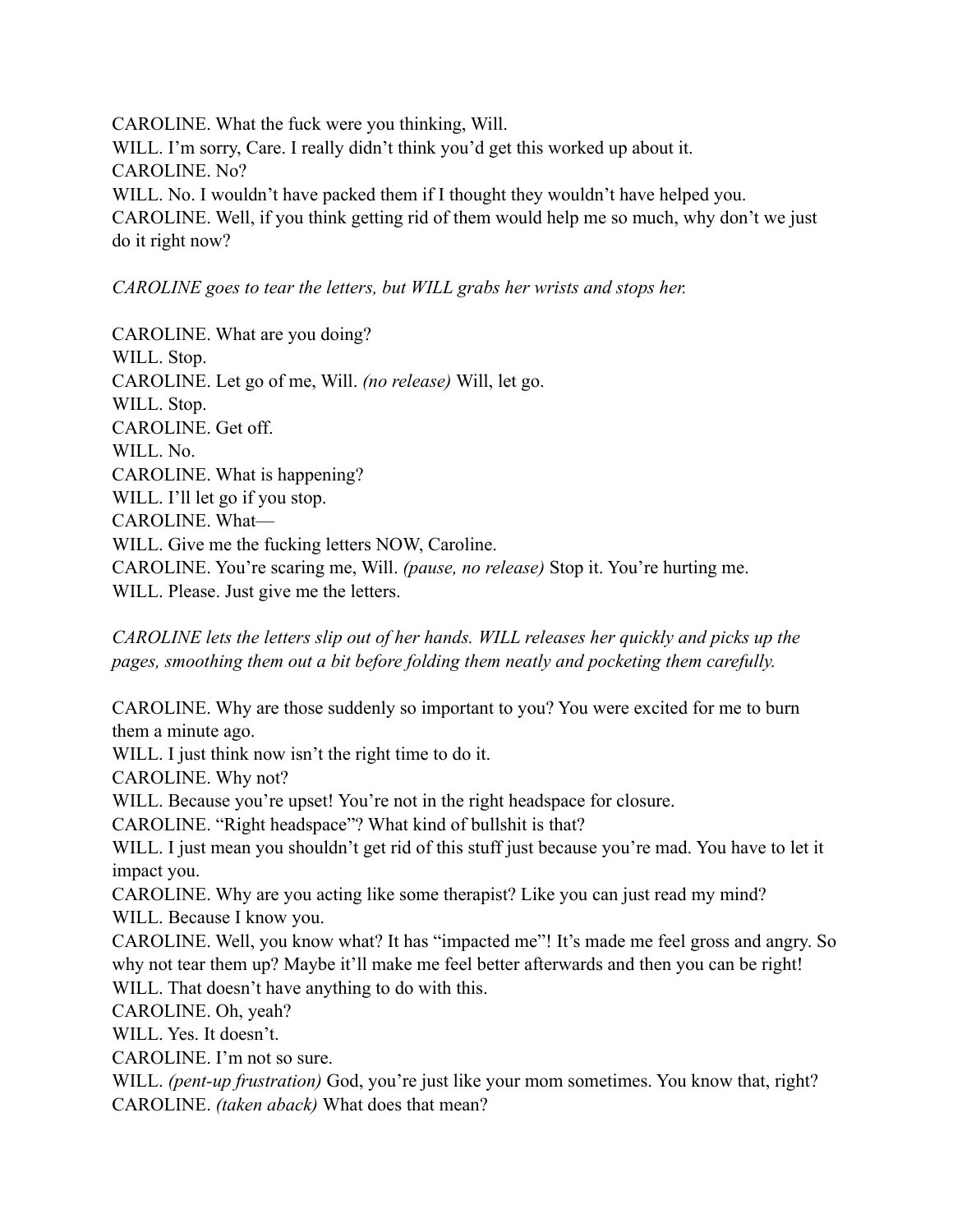CAROLINE. What the fuck were you thinking, Will.
WILL. I'm sorry, Care. I really didn't think you'd get this worked up about it.
CAROLINE. No?
WILL. No. I wouldn't have packed them if I thought they wouldn't have helped you.
CAROLINE. Well, if you think getting rid of them would help me so much, why don't we just do it right now?

*CAROLINE goes to tear the letters, but WILL grabs her wrists and stops her.*

CAROLINE. What are you doing?
WILL. Stop.
CAROLINE. Let go of me, Will. *(no release)* Will, let go.
WILL. Stop.
CAROLINE. Get off.
WILL. No.
CAROLINE. What is happening?
WILL. I'll let go if you stop.
CAROLINE. What—
WILL. Give me the fucking letters NOW, Caroline.
CAROLINE. You're scaring me, Will. *(pause, no release)* Stop it. You're hurting me.
WILL. Please. Just give me the letters.

*CAROLINE lets the letters slip out of her hands. WILL releases her quickly and picks up the pages, smoothing them out a bit before folding them neatly and pocketing them carefully.*

CAROLINE. Why are those suddenly so important to you? You were excited for me to burn them a minute ago.
WILL. I just think now isn't the right time to do it.
CAROLINE. Why not?
WILL. Because you're upset! You're not in the right headspace for closure.
CAROLINE. "Right headspace"? What kind of bullshit is that?
WILL. I just mean you shouldn't get rid of this stuff just because you're mad. You have to let it impact you.
CAROLINE. Why are you acting like some therapist? Like you can just read my mind?
WILL. Because I know you.
CAROLINE. Well, you know what? It has "impacted me"! It's made me feel gross and angry. So why not tear them up? Maybe it'll make me feel better afterwards and then you can be right!
WILL. That doesn't have anything to do with this.
CAROLINE. Oh, yeah?
WILL. Yes. It doesn't.
CAROLINE. I'm not so sure.
WILL. *(pent-up frustration)* God, you're just like your mom sometimes. You know that, right?
CAROLINE. *(taken aback)* What does that mean?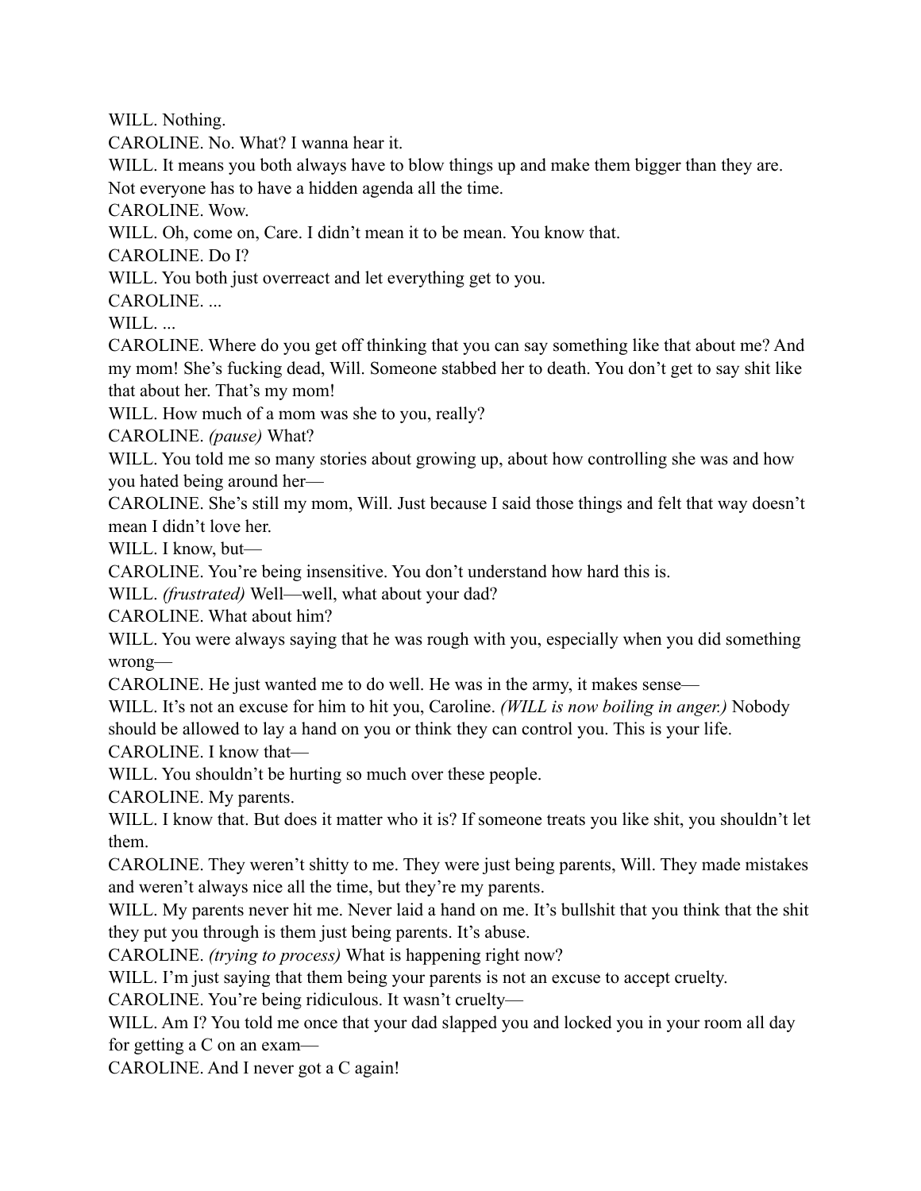WILL. Nothing.

CAROLINE. No. What? I wanna hear it.

WILL. It means you both always have to blow things up and make them bigger than they are. Not everyone has to have a hidden agenda all the time.

CAROLINE. Wow.

WILL. Oh, come on, Care. I didn't mean it to be mean. You know that.

CAROLINE. Do I?

WILL. You both just overreact and let everything get to you.

CAROLINE. ...

WILL. ...

CAROLINE. Where do you get off thinking that you can say something like that about me? And my mom! She's fucking dead, Will. Someone stabbed her to death. You don't get to say shit like that about her. That's my mom!

WILL. How much of a mom was she to you, really?

CAROLINE. *(pause)* What?

WILL. You told me so many stories about growing up, about how controlling she was and how you hated being around her—

CAROLINE. She's still my mom, Will. Just because I said those things and felt that way doesn't mean I didn't love her.

WILL. I know, but—

CAROLINE. You're being insensitive. You don't understand how hard this is.

WILL. *(frustrated)* Well—well, what about your dad?

CAROLINE. What about him?

WILL. You were always saying that he was rough with you, especially when you did something wrong—

CAROLINE. He just wanted me to do well. He was in the army, it makes sense—

WILL. It's not an excuse for him to hit you, Caroline. *(WILL is now boiling in anger.)* Nobody should be allowed to lay a hand on you or think they can control you. This is your life.

CAROLINE. I know that—

WILL. You shouldn't be hurting so much over these people.

CAROLINE. My parents.

WILL. I know that. But does it matter who it is? If someone treats you like shit, you shouldn't let them.

CAROLINE. They weren't shitty to me. They were just being parents, Will. They made mistakes and weren't always nice all the time, but they're my parents.

WILL. My parents never hit me. Never laid a hand on me. It's bullshit that you think that the shit they put you through is them just being parents. It's abuse.

CAROLINE. *(trying to process)* What is happening right now?

WILL. I'm just saying that them being your parents is not an excuse to accept cruelty.

CAROLINE. You're being ridiculous. It wasn't cruelty—

WILL. Am I? You told me once that your dad slapped you and locked you in your room all day for getting a C on an exam—

CAROLINE. And I never got a C again!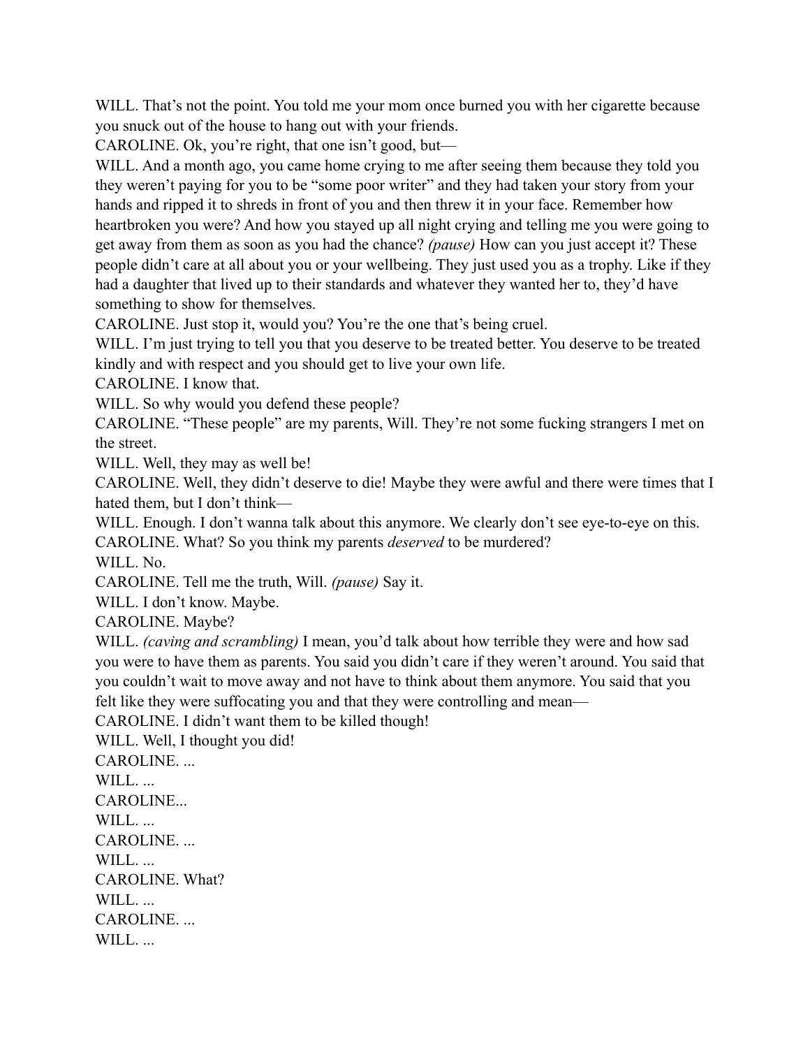WILL. That's not the point. You told me your mom once burned you with her cigarette because you snuck out of the house to hang out with your friends.

CAROLINE. Ok, you're right, that one isn't good, but—

WILL. And a month ago, you came home crying to me after seeing them because they told you they weren't paying for you to be "some poor writer" and they had taken your story from your hands and ripped it to shreds in front of you and then threw it in your face. Remember how heartbroken you were? And how you stayed up all night crying and telling me you were going to get away from them as soon as you had the chance? *(pause)* How can you just accept it? These people didn't care at all about you or your wellbeing. They just used you as a trophy. Like if they had a daughter that lived up to their standards and whatever they wanted her to, they'd have something to show for themselves.

CAROLINE. Just stop it, would you? You're the one that's being cruel.

WILL. I'm just trying to tell you that you deserve to be treated better. You deserve to be treated kindly and with respect and you should get to live your own life.

CAROLINE. I know that.

WILL. So why would you defend these people?

CAROLINE. "These people" are my parents, Will. They're not some fucking strangers I met on the street.

WILL. Well, they may as well be!

CAROLINE. Well, they didn't deserve to die! Maybe they were awful and there were times that I hated them, but I don't think—

WILL. Enough. I don't wanna talk about this anymore. We clearly don't see eye-to-eye on this.

CAROLINE. What? So you think my parents *deserved* to be murdered?

WILL. No.

CAROLINE. Tell me the truth, Will. *(pause)* Say it.

WILL. I don't know. Maybe.

CAROLINE. Maybe?

WILL. *(caving and scrambling)* I mean, you'd talk about how terrible they were and how sad you were to have them as parents. You said you didn't care if they weren't around. You said that you couldn't wait to move away and not have to think about them anymore. You said that you felt like they were suffocating you and that they were controlling and mean—

CAROLINE. I didn't want them to be killed though!

WILL. Well, I thought you did!

CAROLINE. ...

WILL. ...

CAROLINE...

WILL. ...

CAROLINE. ...

WILL. ...

CAROLINE. What?

WILL. ...

CAROLINE. ...

WILL. ...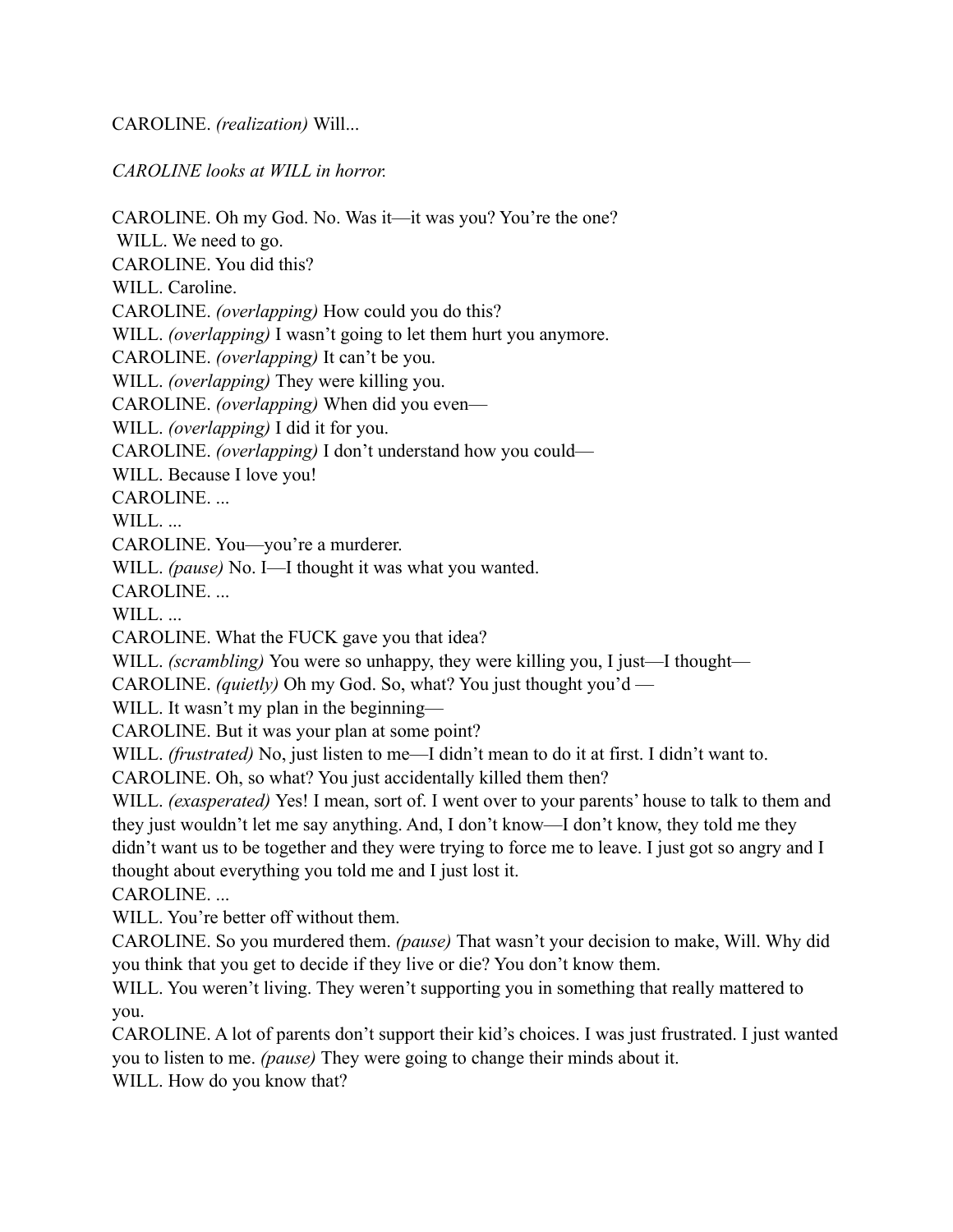CAROLINE. *(realization)* Will...

*CAROLINE looks at WILL in horror.*

CAROLINE. Oh my God. No. Was it—it was you? You're the one?
WILL. We need to go.
CAROLINE. You did this?
WILL. Caroline.
CAROLINE. *(overlapping)* How could you do this?
WILL. *(overlapping)* I wasn't going to let them hurt you anymore.
CAROLINE. *(overlapping)* It can't be you.
WILL. *(overlapping)* They were killing you.
CAROLINE. *(overlapping)* When did you even—
WILL. *(overlapping)* I did it for you.
CAROLINE. *(overlapping)* I don't understand how you could—
WILL. Because I love you!
CAROLINE. ...
WILL. ...
CAROLINE. You—you're a murderer.
WILL. *(pause)* No. I—I thought it was what you wanted.
CAROLINE. ...
WILL. ...
CAROLINE. What the FUCK gave you that idea?
WILL. *(scrambling)* You were so unhappy, they were killing you, I just—I thought—
CAROLINE. *(quietly)* Oh my God. So, what? You just thought you'd —
WILL. It wasn't my plan in the beginning—
CAROLINE. But it was your plan at some point?
WILL. *(frustrated)* No, just listen to me—I didn't mean to do it at first. I didn't want to.
CAROLINE. Oh, so what? You just accidentally killed them then?
WILL. *(exasperated)* Yes! I mean, sort of. I went over to your parents' house to talk to them and they just wouldn't let me say anything. And, I don't know—I don't know, they told me they didn't want us to be together and they were trying to force me to leave. I just got so angry and I thought about everything you told me and I just lost it.
CAROLINE. ...
WILL. You're better off without them.
CAROLINE. So you murdered them. *(pause)* That wasn't your decision to make, Will. Why did you think that you get to decide if they live or die? You don't know them.
WILL. You weren't living. They weren't supporting you in something that really mattered to you.
CAROLINE. A lot of parents don't support their kid's choices. I was just frustrated. I just wanted you to listen to me. *(pause)* They were going to change their minds about it.
WILL. How do you know that?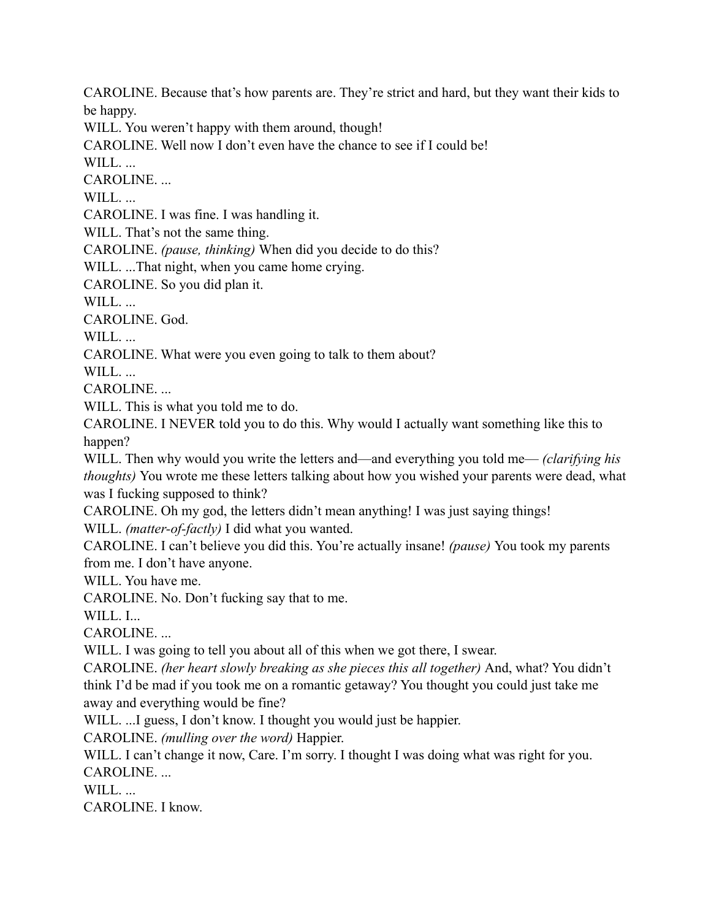CAROLINE. Because that's how parents are. They're strict and hard, but they want their kids to be happy.

WILL. You weren't happy with them around, though!

CAROLINE. Well now I don't even have the chance to see if I could be!

WILL. ...

CAROLINE. ...

WILL. ...

CAROLINE. I was fine. I was handling it.

WILL. That's not the same thing.

CAROLINE. *(pause, thinking)* When did you decide to do this?

WILL. ...That night, when you came home crying.

CAROLINE. So you did plan it.

WILL. ...

CAROLINE. God.

WILL. ...

CAROLINE. What were you even going to talk to them about?

WILL. ...

CAROLINE. ...

WILL. This is what you told me to do.

CAROLINE. I NEVER told you to do this. Why would I actually want something like this to happen?

WILL. Then why would you write the letters and—and everything you told me— *(clarifying his thoughts)* You wrote me these letters talking about how you wished your parents were dead, what was I fucking supposed to think?

CAROLINE. Oh my god, the letters didn't mean anything! I was just saying things!

WILL. *(matter-of-factly)* I did what you wanted.

CAROLINE. I can't believe you did this. You're actually insane! *(pause)* You took my parents from me. I don't have anyone.

WILL. You have me.

CAROLINE. No. Don't fucking say that to me.

WILL. I...

CAROLINE. ...

WILL. I was going to tell you about all of this when we got there, I swear.

CAROLINE. *(her heart slowly breaking as she pieces this all together)* And, what? You didn't think I'd be mad if you took me on a romantic getaway? You thought you could just take me away and everything would be fine?

WILL. ...I guess, I don't know. I thought you would just be happier.

CAROLINE. *(mulling over the word)* Happier.

WILL. I can't change it now, Care. I'm sorry. I thought I was doing what was right for you.

CAROLINE. ...

WILL. ...

CAROLINE. I know.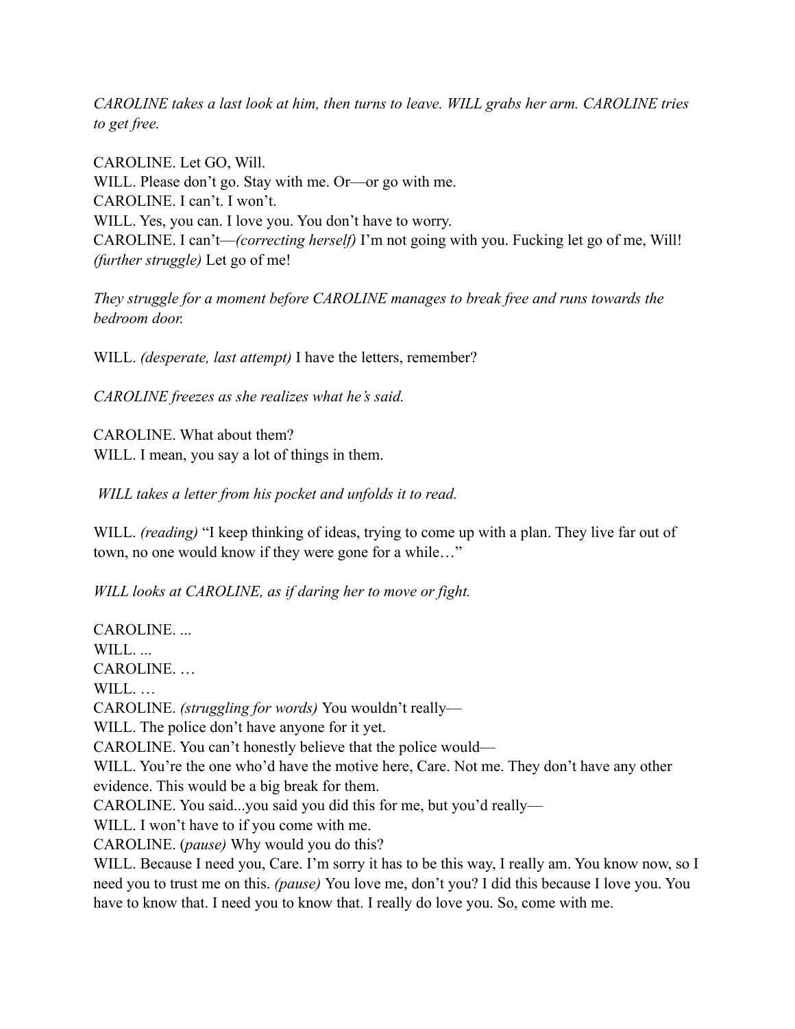*CAROLINE takes a last look at him, then turns to leave. WILL grabs her arm. CAROLINE tries to get free.*

CAROLINE. Let GO, Will.
WILL. Please don't go. Stay with me. Or—or go with me.
CAROLINE. I can't. I won't.
WILL. Yes, you can. I love you. You don't have to worry.
CAROLINE. I can't—*(correcting herself)* I'm not going with you. Fucking let go of me, Will! *(further struggle)* Let go of me!

*They struggle for a moment before CAROLINE manages to break free and runs towards the bedroom door.*

WILL. *(desperate, last attempt)* I have the letters, remember?

*CAROLINE freezes as she realizes what he's said.*

CAROLINE. What about them?
WILL. I mean, you say a lot of things in them.

*WILL takes a letter from his pocket and unfolds it to read.*

WILL. *(reading)* "I keep thinking of ideas, trying to come up with a plan. They live far out of town, no one would know if they were gone for a while…"

*WILL looks at CAROLINE, as if daring her to move or fight.*

CAROLINE. ...
WILL. ...
CAROLINE. …
WILL. …
CAROLINE. *(struggling for words)* You wouldn't really—
WILL. The police don't have anyone for it yet.
CAROLINE. You can't honestly believe that the police would—
WILL. You're the one who'd have the motive here, Care. Not me. They don't have any other evidence. This would be a big break for them.
CAROLINE. You said...you said you did this for me, but you'd really—
WILL. I won't have to if you come with me.
CAROLINE. (*pause)* Why would you do this?
WILL. Because I need you, Care. I'm sorry it has to be this way, I really am. You know now, so I need you to trust me on this. *(pause)* You love me, don't you? I did this because I love you. You have to know that. I need you to know that. I really do love you. So, come with me.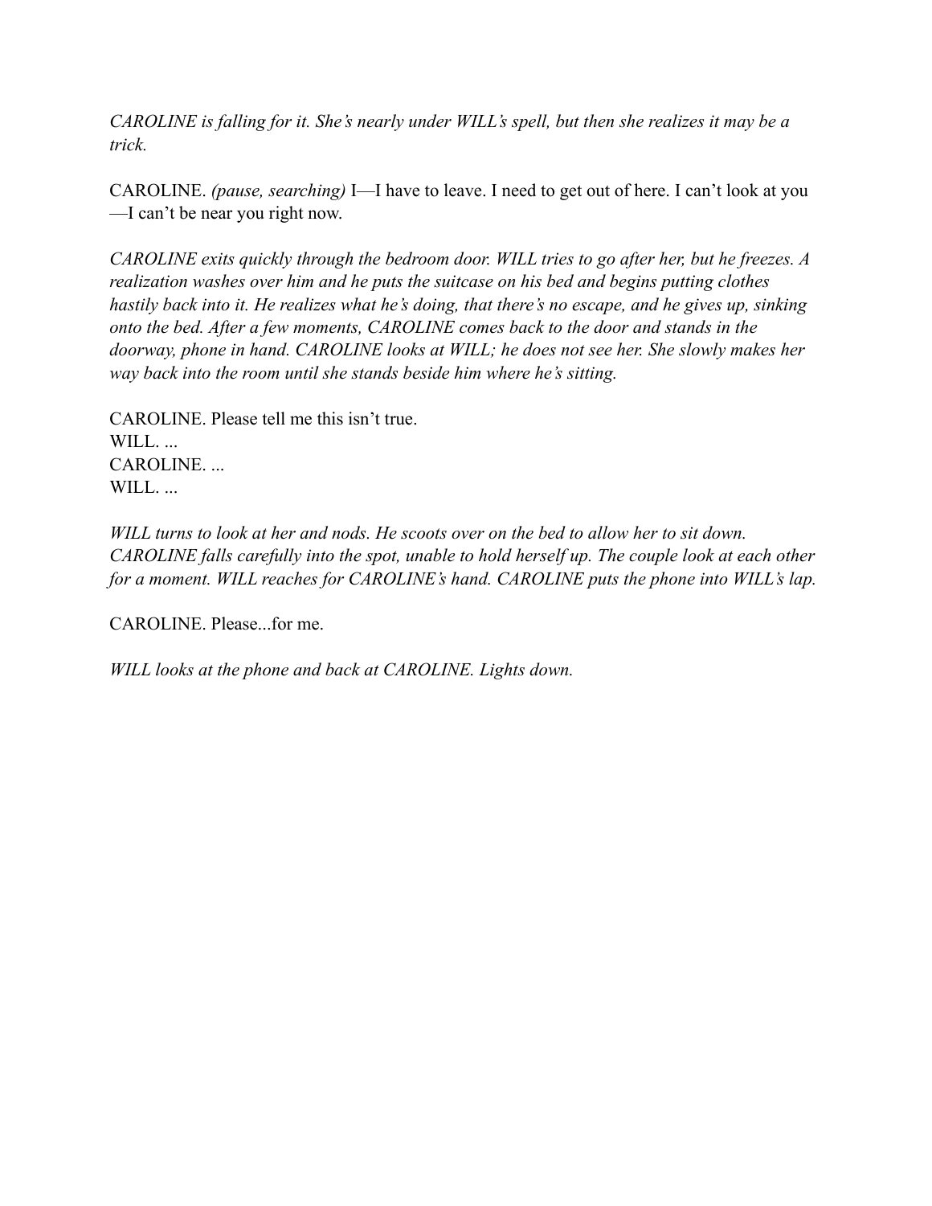*CAROLINE is falling for it. She's nearly under WILL's spell, but then she realizes it may be a trick.*

CAROLINE. *(pause, searching)* I—I have to leave. I need to get out of here. I can't look at you —I can't be near you right now.

*CAROLINE exits quickly through the bedroom door. WILL tries to go after her, but he freezes. A realization washes over him and he puts the suitcase on his bed and begins putting clothes hastily back into it. He realizes what he's doing, that there's no escape, and he gives up, sinking onto the bed. After a few moments, CAROLINE comes back to the door and stands in the doorway, phone in hand. CAROLINE looks at WILL; he does not see her. She slowly makes her way back into the room until she stands beside him where he's sitting.*

CAROLINE. Please tell me this isn't true.  
WILL. ...  
CAROLINE. ...  
WILL. ...

*WILL turns to look at her and nods. He scoots over on the bed to allow her to sit down. CAROLINE falls carefully into the spot, unable to hold herself up. The couple look at each other for a moment. WILL reaches for CAROLINE's hand. CAROLINE puts the phone into WILL's lap.*

CAROLINE. Please...for me.

*WILL looks at the phone and back at CAROLINE. Lights down.*